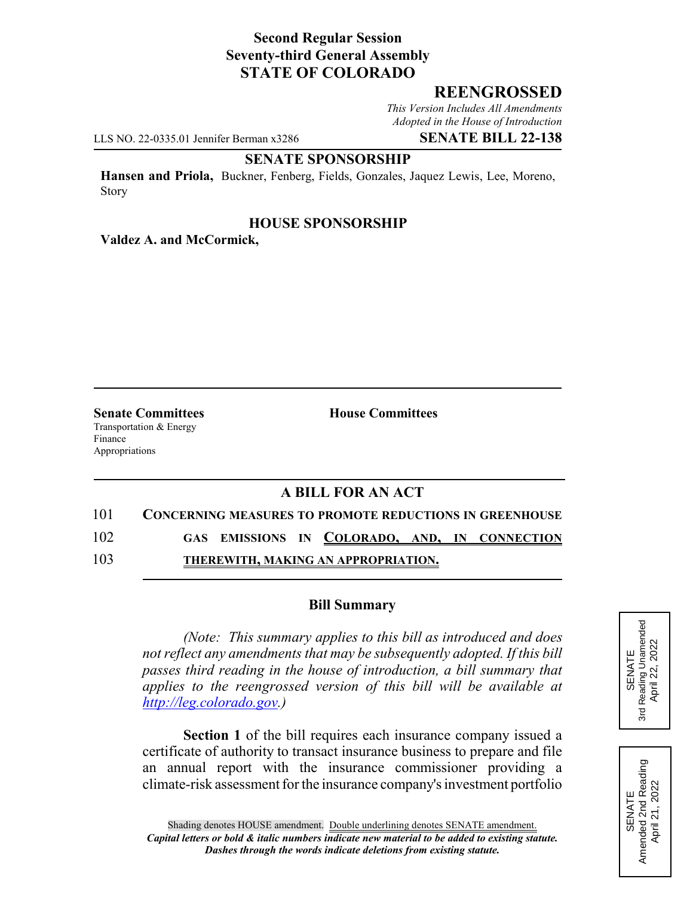**Second Regular Session**
**Seventy-third General Assembly**
**STATE OF COLORADO**

## REENGROSSED

*This Version Includes All Amendments Adopted in the House of Introduction*

LLS NO. 22-0335.01 Jennifer Berman x3286 **SENATE BILL 22-138**

**SENATE SPONSORSHIP**

**Hansen and Priola,** Buckner, Fenberg, Fields, Gonzales, Jaquez Lewis, Lee, Moreno, Story

**HOUSE SPONSORSHIP**

**Valdez A. and McCormick,**

**Senate Committees**
Transportation & Energy
Finance
Appropriations

**House Committees**

SENATE
3rd Reading Unamended
April 22, 2022

SENATE
Amended 2nd Reading
April 21, 2022

**A BILL FOR AN ACT**

101 **CONCERNING MEASURES TO PROMOTE REDUCTIONS IN GREENHOUSE**
102 **GAS EMISSIONS IN COLORADO, AND, IN CONNECTION**
103 **THEREWITH, MAKING AN APPROPRIATION.**

### Bill Summary

*(Note: This summary applies to this bill as introduced and does not reflect any amendments that may be subsequently adopted. If this bill passes third reading in the house of introduction, a bill summary that applies to the reengrossed version of this bill will be available at http://leg.colorado.gov.)*

**Section 1** of the bill requires each insurance company issued a certificate of authority to transact insurance business to prepare and file an annual report with the insurance commissioner providing a climate-risk assessment for the insurance company's investment portfolio

Shading denotes HOUSE amendment. Double underlining denotes SENATE amendment.
*Capital letters or bold & italic numbers indicate new material to be added to existing statute.*
*Dashes through the words indicate deletions from existing statute.*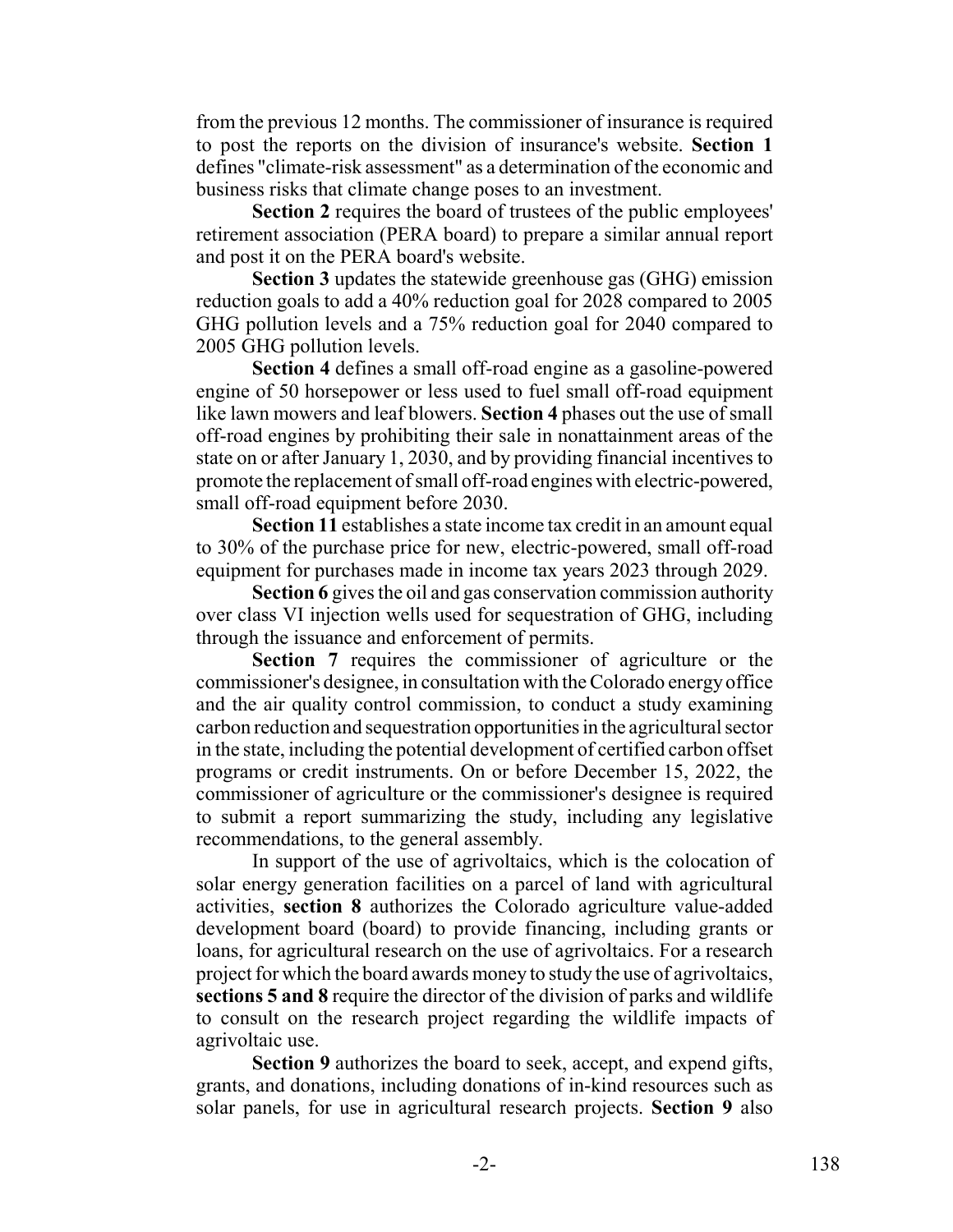from the previous 12 months. The commissioner of insurance is required to post the reports on the division of insurance's website. **Section 1** defines "climate-risk assessment" as a determination of the economic and business risks that climate change poses to an investment.

**Section 2** requires the board of trustees of the public employees' retirement association (PERA board) to prepare a similar annual report and post it on the PERA board's website.

**Section 3** updates the statewide greenhouse gas (GHG) emission reduction goals to add a 40% reduction goal for 2028 compared to 2005 GHG pollution levels and a 75% reduction goal for 2040 compared to 2005 GHG pollution levels.

**Section 4** defines a small off-road engine as a gasoline-powered engine of 50 horsepower or less used to fuel small off-road equipment like lawn mowers and leaf blowers. **Section 4** phases out the use of small off-road engines by prohibiting their sale in nonattainment areas of the state on or after January 1, 2030, and by providing financial incentives to promote the replacement of small off-road engines with electric-powered, small off-road equipment before 2030.

**Section 11** establishes a state income tax credit in an amount equal to 30% of the purchase price for new, electric-powered, small off-road equipment for purchases made in income tax years 2023 through 2029.

**Section 6** gives the oil and gas conservation commission authority over class VI injection wells used for sequestration of GHG, including through the issuance and enforcement of permits.

**Section 7** requires the commissioner of agriculture or the commissioner's designee, in consultation with the Colorado energy office and the air quality control commission, to conduct a study examining carbon reduction and sequestration opportunities in the agricultural sector in the state, including the potential development of certified carbon offset programs or credit instruments. On or before December 15, 2022, the commissioner of agriculture or the commissioner's designee is required to submit a report summarizing the study, including any legislative recommendations, to the general assembly.

In support of the use of agrivoltaics, which is the colocation of solar energy generation facilities on a parcel of land with agricultural activities, **section 8** authorizes the Colorado agriculture value-added development board (board) to provide financing, including grants or loans, for agricultural research on the use of agrivoltaics. For a research project for which the board awards money to study the use of agrivoltaics, **sections 5 and 8** require the director of the division of parks and wildlife to consult on the research project regarding the wildlife impacts of agrivoltaic use.

**Section 9** authorizes the board to seek, accept, and expend gifts, grants, and donations, including donations of in-kind resources such as solar panels, for use in agricultural research projects. **Section 9** also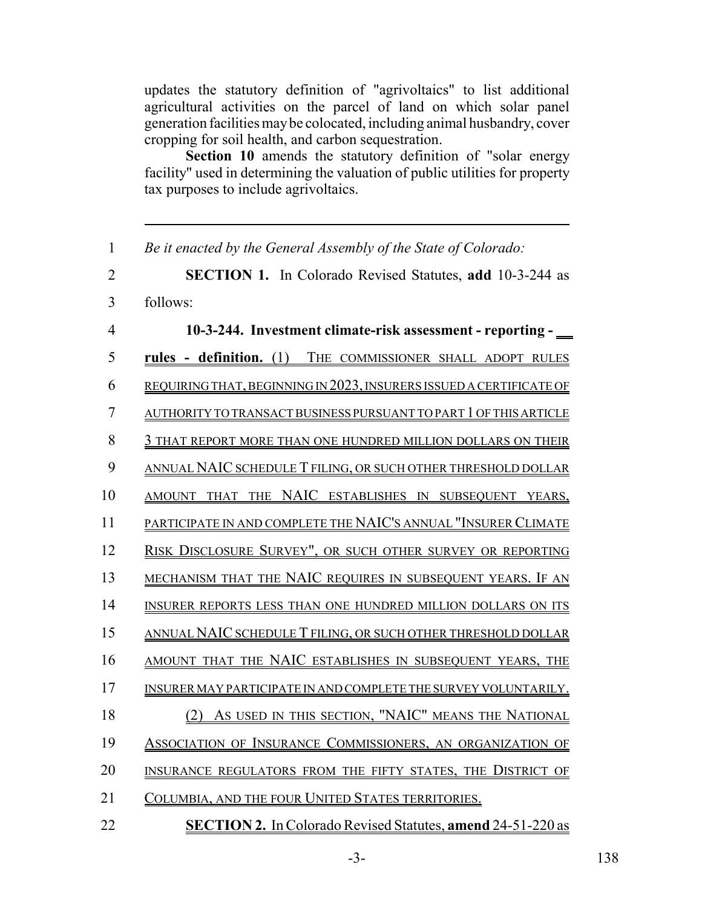updates the statutory definition of "agrivoltaics" to list additional agricultural activities on the parcel of land on which solar panel generation facilities may be colocated, including animal husbandry, cover cropping for soil health, and carbon sequestration.

**Section 10** amends the statutory definition of "solar energy facility" used in determining the valuation of public utilities for property tax purposes to include agrivoltaics.

---

*Be it enacted by the General Assembly of the State of Colorado:*

**SECTION 1.** In Colorado Revised Statutes, **add** 10-3-244 as follows:

**10-3-244. Investment climate-risk assessment - reporting - rules - definition.** (1) THE COMMISSIONER SHALL ADOPT RULES REQUIRING THAT, BEGINNING IN 2023, INSURERS ISSUED A CERTIFICATE OF AUTHORITY TO TRANSACT BUSINESS PURSUANT TO PART 1 OF THIS ARTICLE 3 THAT REPORT MORE THAN ONE HUNDRED MILLION DOLLARS ON THEIR ANNUAL NAIC SCHEDULE T FILING, OR SUCH OTHER THRESHOLD DOLLAR AMOUNT THAT THE NAIC ESTABLISHES IN SUBSEQUENT YEARS, PARTICIPATE IN AND COMPLETE THE NAIC'S ANNUAL "INSURER CLIMATE RISK DISCLOSURE SURVEY", OR SUCH OTHER SURVEY OR REPORTING MECHANISM THAT THE NAIC REQUIRES IN SUBSEQUENT YEARS. IF AN INSURER REPORTS LESS THAN ONE HUNDRED MILLION DOLLARS ON ITS ANNUAL NAIC SCHEDULE T FILING, OR SUCH OTHER THRESHOLD DOLLAR AMOUNT THAT THE NAIC ESTABLISHES IN SUBSEQUENT YEARS, THE INSURER MAY PARTICIPATE IN AND COMPLETE THE SURVEY VOLUNTARILY.

(2) AS USED IN THIS SECTION, "NAIC" MEANS THE NATIONAL ASSOCIATION OF INSURANCE COMMISSIONERS, AN ORGANIZATION OF INSURANCE REGULATORS FROM THE FIFTY STATES, THE DISTRICT OF COLUMBIA, AND THE FOUR UNITED STATES TERRITORIES.

**SECTION 2.** In Colorado Revised Statutes, **amend** 24-51-220 as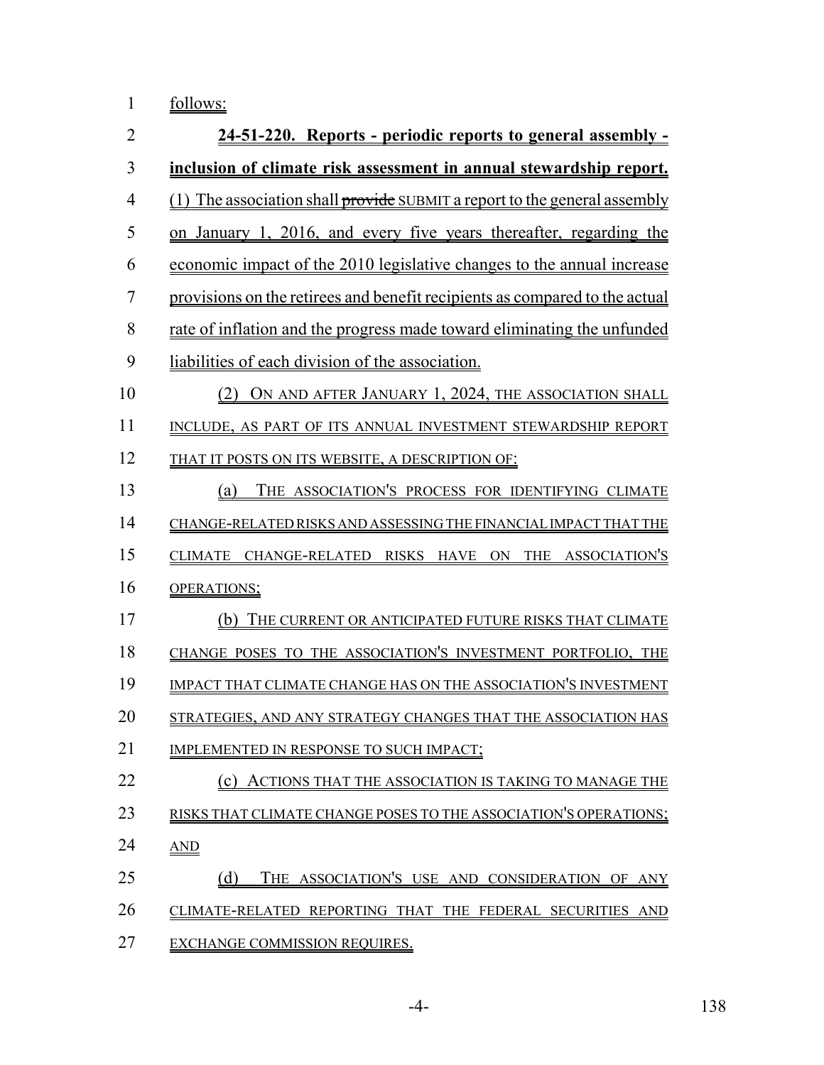follows:

**24-51-220. Reports - periodic reports to general assembly - inclusion of climate risk assessment in annual stewardship report.** (1) The association shall ~~provide~~ SUBMIT a report to the general assembly on January 1, 2016, and every five years thereafter, regarding the economic impact of the 2010 legislative changes to the annual increase provisions on the retirees and benefit recipients as compared to the actual rate of inflation and the progress made toward eliminating the unfunded liabilities of each division of the association.

(2) ON AND AFTER JANUARY 1, 2024, THE ASSOCIATION SHALL INCLUDE, AS PART OF ITS ANNUAL INVESTMENT STEWARDSHIP REPORT THAT IT POSTS ON ITS WEBSITE, A DESCRIPTION OF:

(a) THE ASSOCIATION'S PROCESS FOR IDENTIFYING CLIMATE CHANGE-RELATED RISKS AND ASSESSING THE FINANCIAL IMPACT THAT THE CLIMATE CHANGE-RELATED RISKS HAVE ON THE ASSOCIATION'S OPERATIONS;

(b) THE CURRENT OR ANTICIPATED FUTURE RISKS THAT CLIMATE CHANGE POSES TO THE ASSOCIATION'S INVESTMENT PORTFOLIO, THE IMPACT THAT CLIMATE CHANGE HAS ON THE ASSOCIATION'S INVESTMENT STRATEGIES, AND ANY STRATEGY CHANGES THAT THE ASSOCIATION HAS IMPLEMENTED IN RESPONSE TO SUCH IMPACT;

(c) ACTIONS THAT THE ASSOCIATION IS TAKING TO MANAGE THE RISKS THAT CLIMATE CHANGE POSES TO THE ASSOCIATION'S OPERATIONS; AND

(d) THE ASSOCIATION'S USE AND CONSIDERATION OF ANY CLIMATE-RELATED REPORTING THAT THE FEDERAL SECURITIES AND EXCHANGE COMMISSION REQUIRES.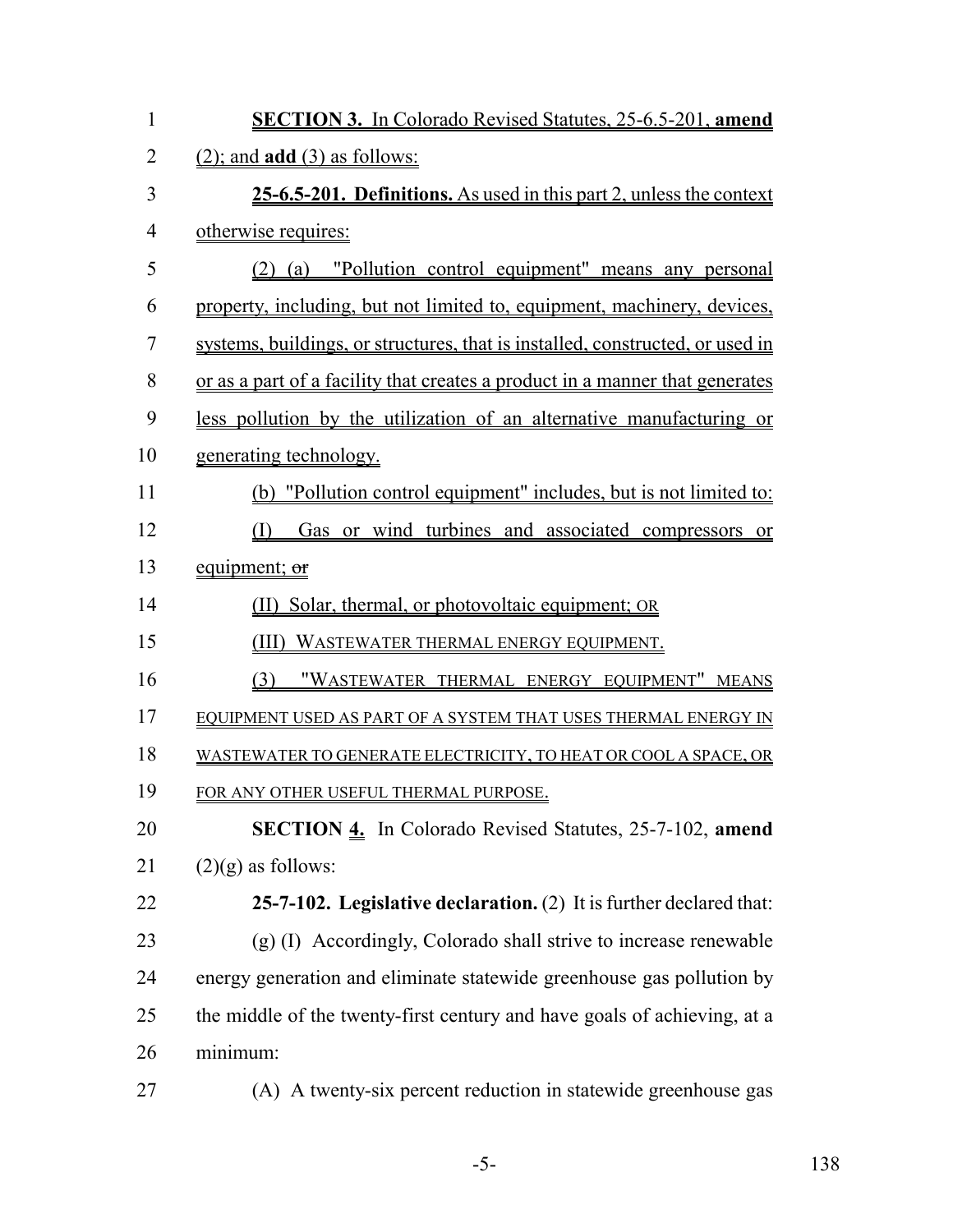**SECTION 3.** In Colorado Revised Statutes, 25-6.5-201, **amend** (2); and **add** (3) as follows:

**25-6.5-201. Definitions.** As used in this part 2, unless the context otherwise requires:

(2) (a) "Pollution control equipment" means any personal property, including, but not limited to, equipment, machinery, devices, systems, buildings, or structures, that is installed, constructed, or used in or as a part of a facility that creates a product in a manner that generates less pollution by the utilization of an alternative manufacturing or generating technology.

(b) "Pollution control equipment" includes, but is not limited to:

(I) Gas or wind turbines and associated compressors or equipment; ~~or~~

(II) Solar, thermal, or photovoltaic equipment; OR

(III) WASTEWATER THERMAL ENERGY EQUIPMENT.

(3) "WASTEWATER THERMAL ENERGY EQUIPMENT" MEANS EQUIPMENT USED AS PART OF A SYSTEM THAT USES THERMAL ENERGY IN WASTEWATER TO GENERATE ELECTRICITY, TO HEAT OR COOL A SPACE, OR FOR ANY OTHER USEFUL THERMAL PURPOSE.

**SECTION 4.** In Colorado Revised Statutes, 25-7-102, **amend** (2)(g) as follows:

**25-7-102. Legislative declaration.** (2) It is further declared that:

(g) (I) Accordingly, Colorado shall strive to increase renewable energy generation and eliminate statewide greenhouse gas pollution by the middle of the twenty-first century and have goals of achieving, at a minimum:

(A) A twenty-six percent reduction in statewide greenhouse gas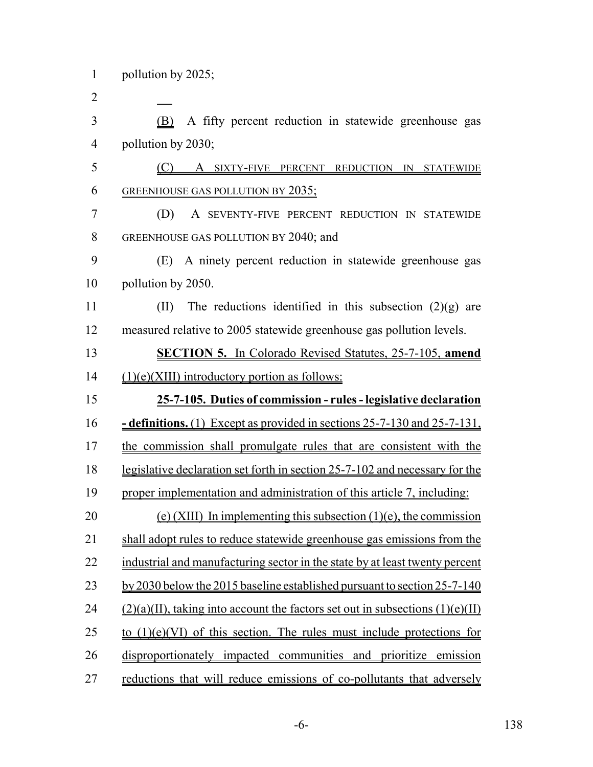pollution by 2025;

(B) A fifty percent reduction in statewide greenhouse gas pollution by 2030;

(C) A SIXTY-FIVE PERCENT REDUCTION IN STATEWIDE GREENHOUSE GAS POLLUTION BY 2035;

(D) A SEVENTY-FIVE PERCENT REDUCTION IN STATEWIDE GREENHOUSE GAS POLLUTION BY 2040; and

(E) A ninety percent reduction in statewide greenhouse gas pollution by 2050.

(II) The reductions identified in this subsection (2)(g) are measured relative to 2005 statewide greenhouse gas pollution levels.

**SECTION 5.** In Colorado Revised Statutes, 25-7-105, **amend** (1)(e)(XIII) introductory portion as follows:

**25-7-105. Duties of commission - rules - legislative declaration - definitions.** (1) Except as provided in sections 25-7-130 and 25-7-131, the commission shall promulgate rules that are consistent with the legislative declaration set forth in section 25-7-102 and necessary for the proper implementation and administration of this article 7, including:

(e) (XIII) In implementing this subsection (1)(e), the commission shall adopt rules to reduce statewide greenhouse gas emissions from the industrial and manufacturing sector in the state by at least twenty percent by 2030 below the 2015 baseline established pursuant to section 25-7-140 (2)(a)(II), taking into account the factors set out in subsections (1)(e)(II) to (1)(e)(VI) of this section. The rules must include protections for disproportionately impacted communities and prioritize emission reductions that will reduce emissions of co-pollutants that adversely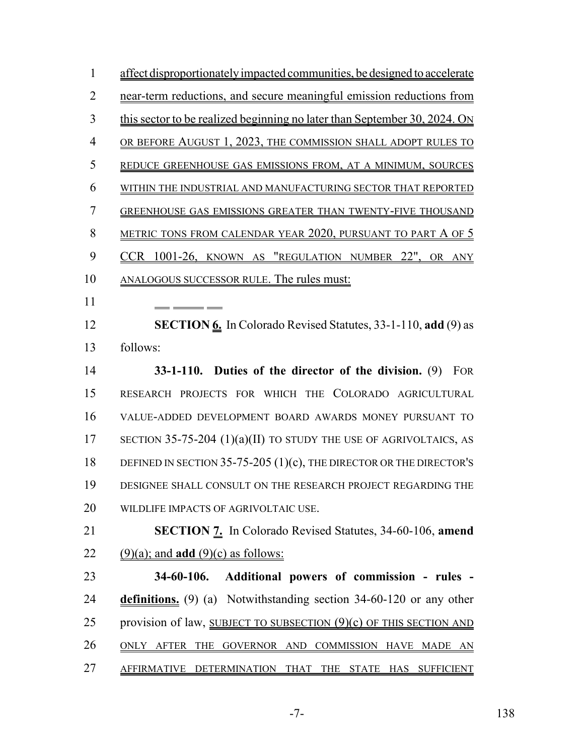affect disproportionately impacted communities, be designed to accelerate near-term reductions, and secure meaningful emission reductions from this sector to be realized beginning no later than September 30, 2024. ON OR BEFORE AUGUST 1, 2023, THE COMMISSION SHALL ADOPT RULES TO REDUCE GREENHOUSE GAS EMISSIONS FROM, AT A MINIMUM, SOURCES WITHIN THE INDUSTRIAL AND MANUFACTURING SECTOR THAT REPORTED GREENHOUSE GAS EMISSIONS GREATER THAN TWENTY-FIVE THOUSAND METRIC TONS FROM CALENDAR YEAR 2020, PURSUANT TO PART A OF 5 CCR 1001-26, KNOWN AS "REGULATION NUMBER 22", OR ANY ANALOGOUS SUCCESSOR RULE. The rules must:

**SECTION 6.** In Colorado Revised Statutes, 33-1-110, **add** (9) as follows:

**33-1-110. Duties of the director of the division.** (9) FOR RESEARCH PROJECTS FOR WHICH THE COLORADO AGRICULTURAL VALUE-ADDED DEVELOPMENT BOARD AWARDS MONEY PURSUANT TO SECTION 35-75-204 (1)(a)(II) TO STUDY THE USE OF AGRIVOLTAICS, AS DEFINED IN SECTION 35-75-205 (1)(c), THE DIRECTOR OR THE DIRECTOR'S DESIGNEE SHALL CONSULT ON THE RESEARCH PROJECT REGARDING THE WILDLIFE IMPACTS OF AGRIVOLTAIC USE.

**SECTION 7.** In Colorado Revised Statutes, 34-60-106, **amend** (9)(a); and **add** (9)(c) as follows:

**34-60-106. Additional powers of commission - rules - definitions.** (9) (a) Notwithstanding section 34-60-120 or any other provision of law, SUBJECT TO SUBSECTION (9)(c) OF THIS SECTION AND ONLY AFTER THE GOVERNOR AND COMMISSION HAVE MADE AN AFFIRMATIVE DETERMINATION THAT THE STATE HAS SUFFICIENT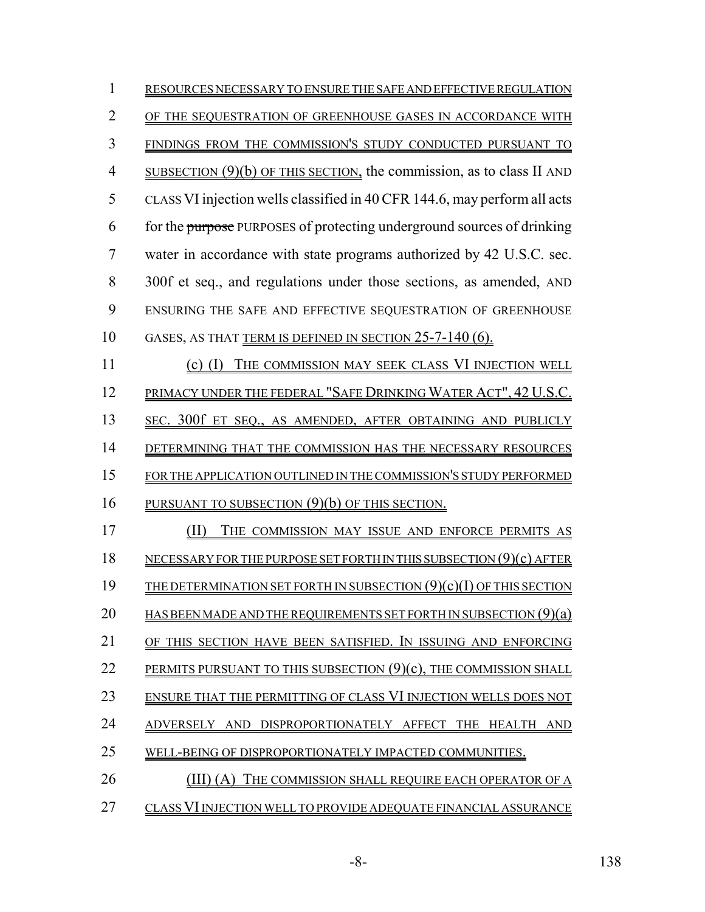RESOURCES NECESSARY TO ENSURE THE SAFE AND EFFECTIVE REGULATION OF THE SEQUESTRATION OF GREENHOUSE GASES IN ACCORDANCE WITH FINDINGS FROM THE COMMISSION'S STUDY CONDUCTED PURSUANT TO SUBSECTION (9)(b) OF THIS SECTION, the commission, as to class II AND CLASS VI injection wells classified in 40 CFR 144.6, may perform all acts for the ~~purpose~~ PURPOSES of protecting underground sources of drinking water in accordance with state programs authorized by 42 U.S.C. sec. 300f et seq., and regulations under those sections, as amended, AND ENSURING THE SAFE AND EFFECTIVE SEQUESTRATION OF GREENHOUSE GASES, AS THAT TERM IS DEFINED IN SECTION 25-7-140 (6).

(c) (I) THE COMMISSION MAY SEEK CLASS VI INJECTION WELL PRIMACY UNDER THE FEDERAL "SAFE DRINKING WATER ACT", 42 U.S.C. SEC. 300f ET SEQ., AS AMENDED, AFTER OBTAINING AND PUBLICLY DETERMINING THAT THE COMMISSION HAS THE NECESSARY RESOURCES FOR THE APPLICATION OUTLINED IN THE COMMISSION'S STUDY PERFORMED PURSUANT TO SUBSECTION (9)(b) OF THIS SECTION.

(II) THE COMMISSION MAY ISSUE AND ENFORCE PERMITS AS NECESSARY FOR THE PURPOSE SET FORTH IN THIS SUBSECTION (9)(c) AFTER THE DETERMINATION SET FORTH IN SUBSECTION (9)(c)(I) OF THIS SECTION HAS BEEN MADE AND THE REQUIREMENTS SET FORTH IN SUBSECTION (9)(a) OF THIS SECTION HAVE BEEN SATISFIED. IN ISSUING AND ENFORCING PERMITS PURSUANT TO THIS SUBSECTION (9)(c), THE COMMISSION SHALL ENSURE THAT THE PERMITTING OF CLASS VI INJECTION WELLS DOES NOT ADVERSELY AND DISPROPORTIONATELY AFFECT THE HEALTH AND WELL-BEING OF DISPROPORTIONATELY IMPACTED COMMUNITIES.

(III) (A) THE COMMISSION SHALL REQUIRE EACH OPERATOR OF A CLASS VI INJECTION WELL TO PROVIDE ADEQUATE FINANCIAL ASSURANCE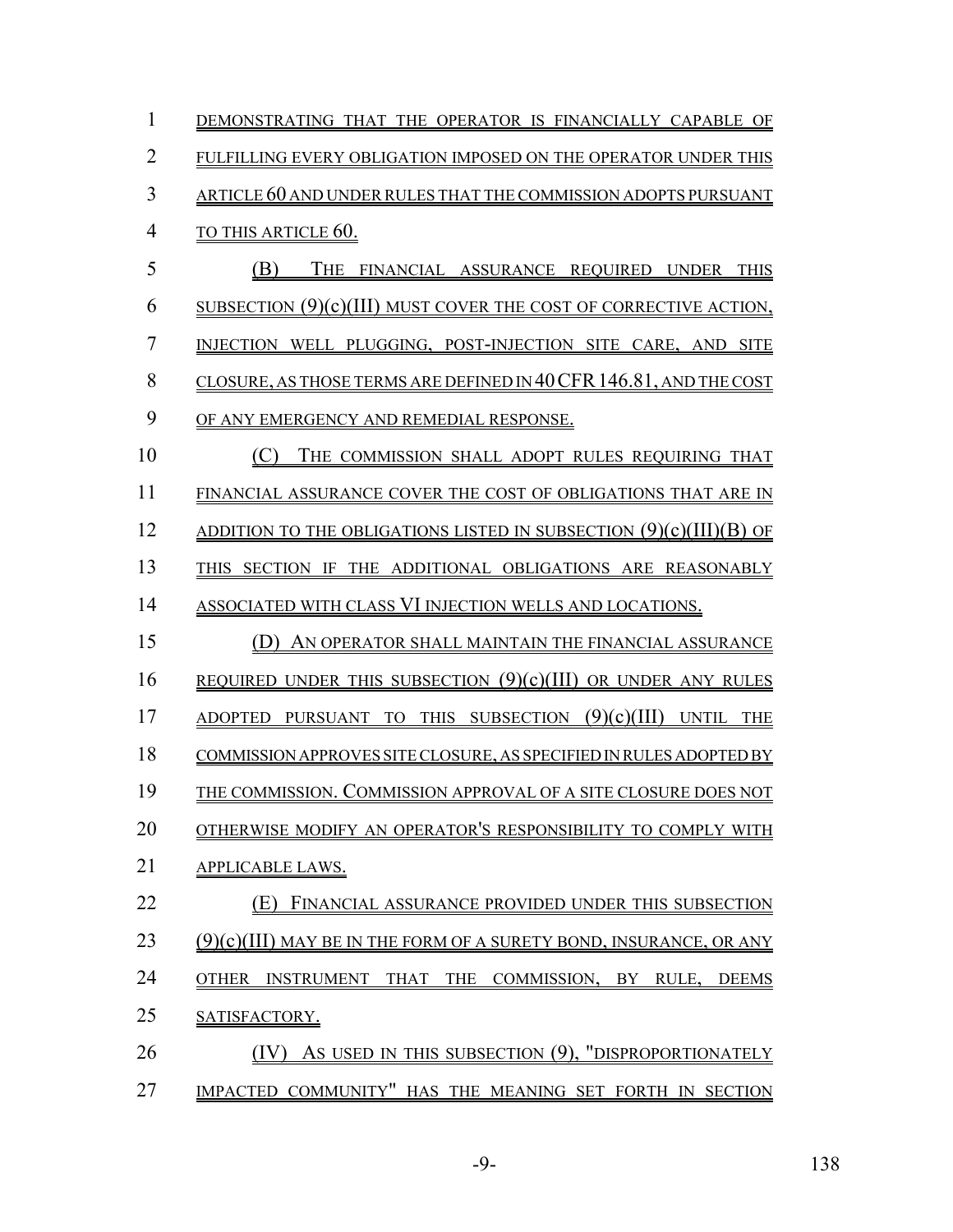DEMONSTRATING THAT THE OPERATOR IS FINANCIALLY CAPABLE OF FULFILLING EVERY OBLIGATION IMPOSED ON THE OPERATOR UNDER THIS ARTICLE 60 AND UNDER RULES THAT THE COMMISSION ADOPTS PURSUANT TO THIS ARTICLE 60.

(B) THE FINANCIAL ASSURANCE REQUIRED UNDER THIS SUBSECTION (9)(c)(III) MUST COVER THE COST OF CORRECTIVE ACTION, INJECTION WELL PLUGGING, POST-INJECTION SITE CARE, AND SITE CLOSURE, AS THOSE TERMS ARE DEFINED IN 40 CFR 146.81, AND THE COST OF ANY EMERGENCY AND REMEDIAL RESPONSE.

(C) THE COMMISSION SHALL ADOPT RULES REQUIRING THAT FINANCIAL ASSURANCE COVER THE COST OF OBLIGATIONS THAT ARE IN ADDITION TO THE OBLIGATIONS LISTED IN SUBSECTION (9)(c)(III)(B) OF THIS SECTION IF THE ADDITIONAL OBLIGATIONS ARE REASONABLY ASSOCIATED WITH CLASS VI INJECTION WELLS AND LOCATIONS.

(D) AN OPERATOR SHALL MAINTAIN THE FINANCIAL ASSURANCE REQUIRED UNDER THIS SUBSECTION (9)(c)(III) OR UNDER ANY RULES ADOPTED PURSUANT TO THIS SUBSECTION (9)(c)(III) UNTIL THE COMMISSION APPROVES SITE CLOSURE, AS SPECIFIED IN RULES ADOPTED BY THE COMMISSION. COMMISSION APPROVAL OF A SITE CLOSURE DOES NOT OTHERWISE MODIFY AN OPERATOR'S RESPONSIBILITY TO COMPLY WITH APPLICABLE LAWS.

(E) FINANCIAL ASSURANCE PROVIDED UNDER THIS SUBSECTION (9)(c)(III) MAY BE IN THE FORM OF A SURETY BOND, INSURANCE, OR ANY OTHER INSTRUMENT THAT THE COMMISSION, BY RULE, DEEMS SATISFACTORY.

(IV) AS USED IN THIS SUBSECTION (9), "DISPROPORTIONATELY IMPACTED COMMUNITY" HAS THE MEANING SET FORTH IN SECTION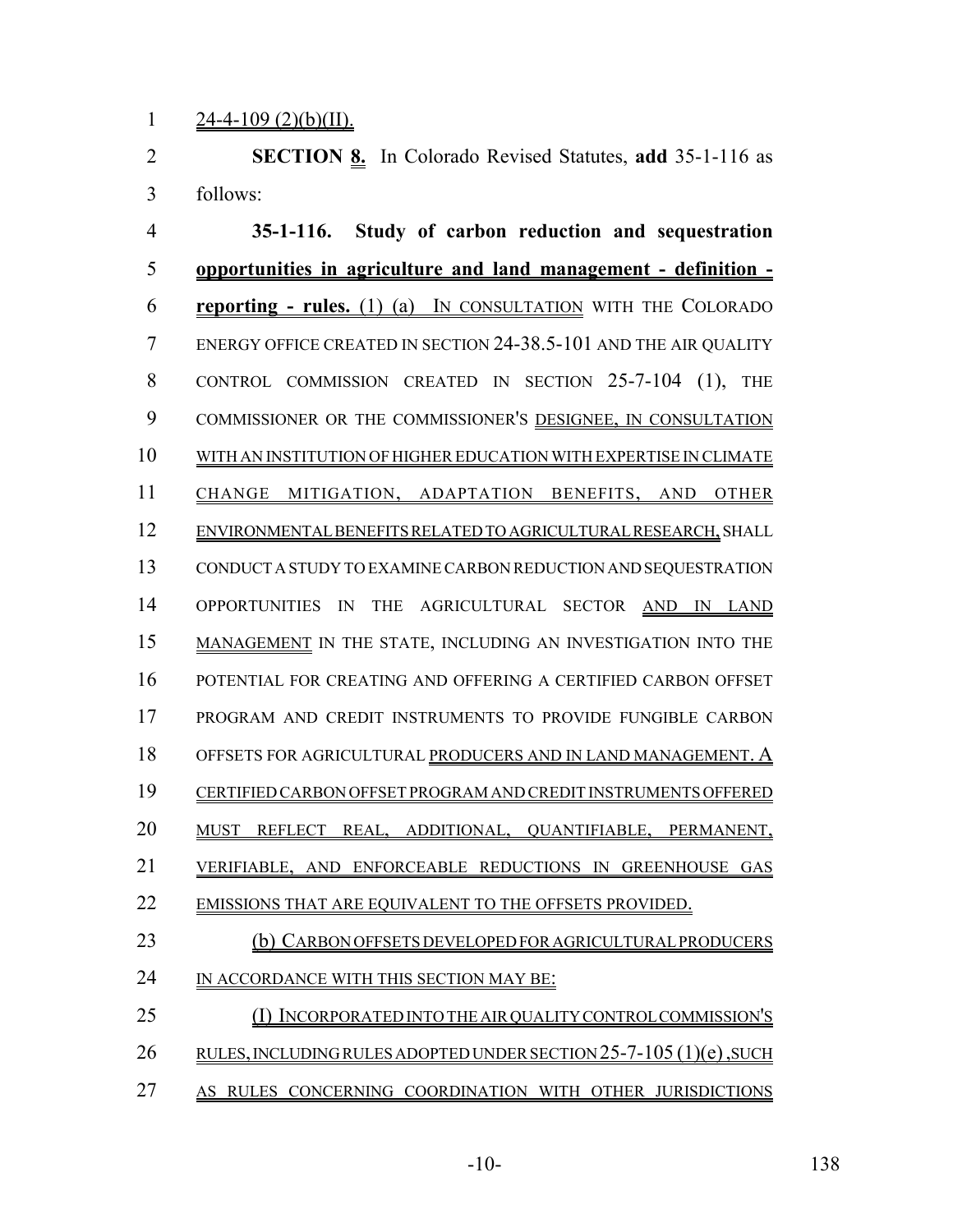24-4-109 (2)(b)(II).

**SECTION 8.** In Colorado Revised Statutes, **add** 35-1-116 as follows:

**35-1-116. Study of carbon reduction and sequestration opportunities in agriculture and land management - definition - reporting - rules.** (1) (a) IN CONSULTATION WITH THE COLORADO ENERGY OFFICE CREATED IN SECTION 24-38.5-101 AND THE AIR QUALITY CONTROL COMMISSION CREATED IN SECTION 25-7-104 (1), THE COMMISSIONER OR THE COMMISSIONER'S DESIGNEE, IN CONSULTATION WITH AN INSTITUTION OF HIGHER EDUCATION WITH EXPERTISE IN CLIMATE CHANGE MITIGATION, ADAPTATION BENEFITS, AND OTHER ENVIRONMENTAL BENEFITS RELATED TO AGRICULTURAL RESEARCH, SHALL CONDUCT A STUDY TO EXAMINE CARBON REDUCTION AND SEQUESTRATION OPPORTUNITIES IN THE AGRICULTURAL SECTOR AND IN LAND MANAGEMENT IN THE STATE, INCLUDING AN INVESTIGATION INTO THE POTENTIAL FOR CREATING AND OFFERING A CERTIFIED CARBON OFFSET PROGRAM AND CREDIT INSTRUMENTS TO PROVIDE FUNGIBLE CARBON OFFSETS FOR AGRICULTURAL PRODUCERS AND IN LAND MANAGEMENT. A CERTIFIED CARBON OFFSET PROGRAM AND CREDIT INSTRUMENTS OFFERED MUST REFLECT REAL, ADDITIONAL, QUANTIFIABLE, PERMANENT, VERIFIABLE, AND ENFORCEABLE REDUCTIONS IN GREENHOUSE GAS EMISSIONS THAT ARE EQUIVALENT TO THE OFFSETS PROVIDED.

(b) CARBON OFFSETS DEVELOPED FOR AGRICULTURAL PRODUCERS IN ACCORDANCE WITH THIS SECTION MAY BE:

(I) INCORPORATED INTO THE AIR QUALITY CONTROL COMMISSION'S RULES, INCLUDING RULES ADOPTED UNDER SECTION 25-7-105 (1)(e), SUCH AS RULES CONCERNING COORDINATION WITH OTHER JURISDICTIONS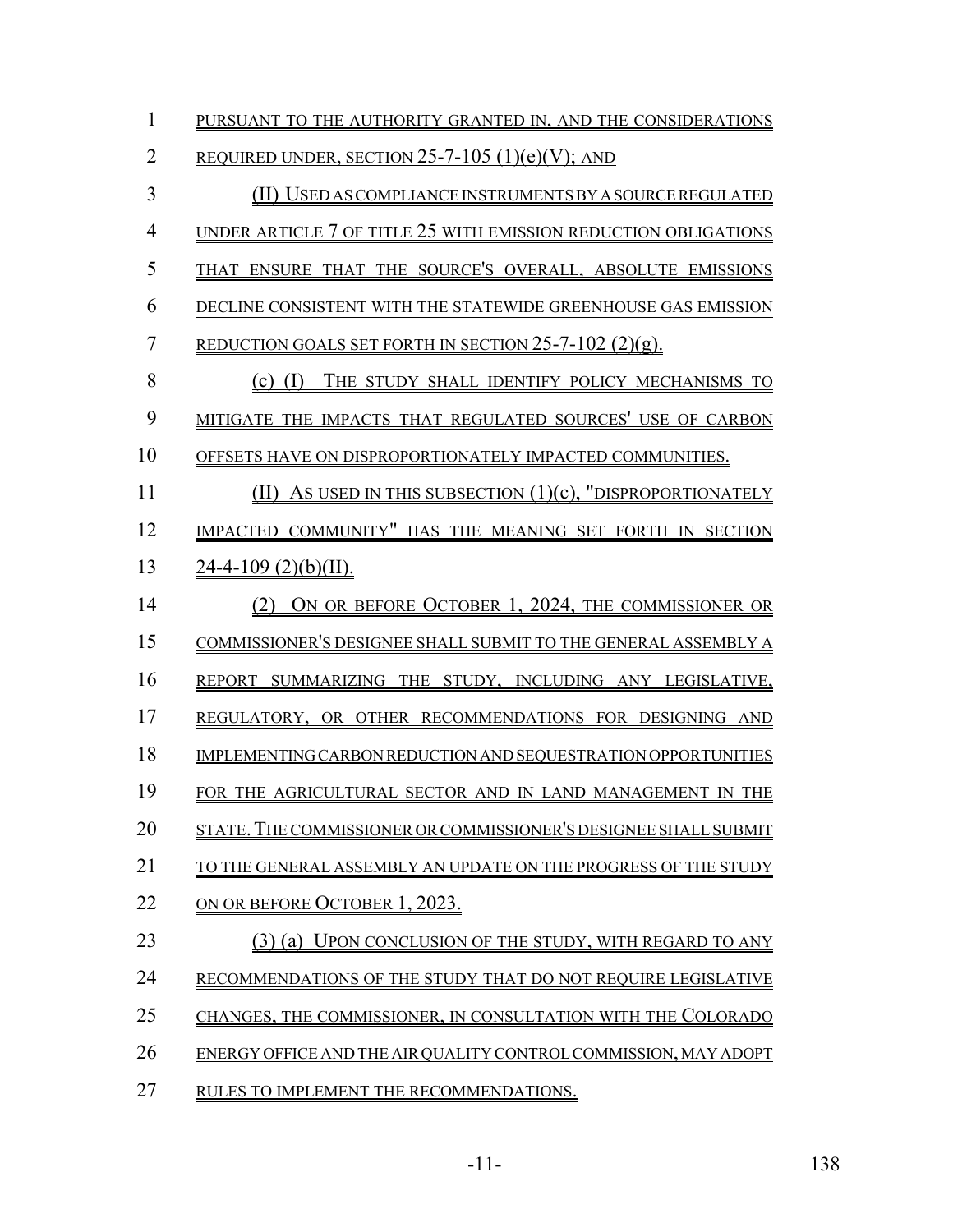PURSUANT TO THE AUTHORITY GRANTED IN, AND THE CONSIDERATIONS REQUIRED UNDER, SECTION 25-7-105 (1)(e)(V); AND

(II) USED AS COMPLIANCE INSTRUMENTS BY A SOURCE REGULATED UNDER ARTICLE 7 OF TITLE 25 WITH EMISSION REDUCTION OBLIGATIONS THAT ENSURE THAT THE SOURCE'S OVERALL, ABSOLUTE EMISSIONS DECLINE CONSISTENT WITH THE STATEWIDE GREENHOUSE GAS EMISSION REDUCTION GOALS SET FORTH IN SECTION 25-7-102 (2)(g).

(c) (I) THE STUDY SHALL IDENTIFY POLICY MECHANISMS TO MITIGATE THE IMPACTS THAT REGULATED SOURCES' USE OF CARBON OFFSETS HAVE ON DISPROPORTIONATELY IMPACTED COMMUNITIES.

(II) AS USED IN THIS SUBSECTION (1)(c), "DISPROPORTIONATELY IMPACTED COMMUNITY" HAS THE MEANING SET FORTH IN SECTION 24-4-109 (2)(b)(II).

(2) ON OR BEFORE OCTOBER 1, 2024, THE COMMISSIONER OR COMMISSIONER'S DESIGNEE SHALL SUBMIT TO THE GENERAL ASSEMBLY A REPORT SUMMARIZING THE STUDY, INCLUDING ANY LEGISLATIVE, REGULATORY, OR OTHER RECOMMENDATIONS FOR DESIGNING AND IMPLEMENTING CARBON REDUCTION AND SEQUESTRATION OPPORTUNITIES FOR THE AGRICULTURAL SECTOR AND IN LAND MANAGEMENT IN THE STATE. THE COMMISSIONER OR COMMISSIONER'S DESIGNEE SHALL SUBMIT TO THE GENERAL ASSEMBLY AN UPDATE ON THE PROGRESS OF THE STUDY ON OR BEFORE OCTOBER 1, 2023.

(3) (a) UPON CONCLUSION OF THE STUDY, WITH REGARD TO ANY RECOMMENDATIONS OF THE STUDY THAT DO NOT REQUIRE LEGISLATIVE CHANGES, THE COMMISSIONER, IN CONSULTATION WITH THE COLORADO ENERGY OFFICE AND THE AIR QUALITY CONTROL COMMISSION, MAY ADOPT RULES TO IMPLEMENT THE RECOMMENDATIONS.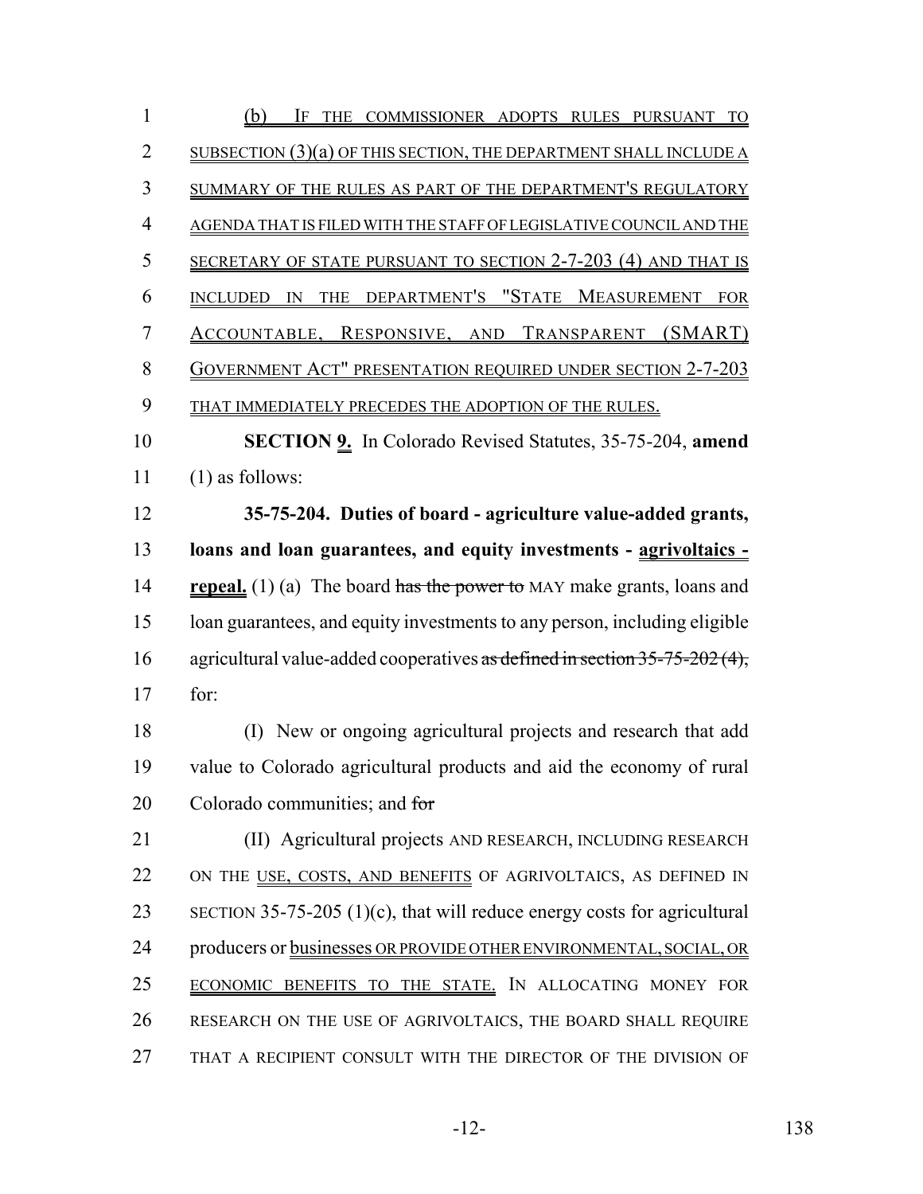(b) IF THE COMMISSIONER ADOPTS RULES PURSUANT TO SUBSECTION (3)(a) OF THIS SECTION, THE DEPARTMENT SHALL INCLUDE A SUMMARY OF THE RULES AS PART OF THE DEPARTMENT'S REGULATORY AGENDA THAT IS FILED WITH THE STAFF OF LEGISLATIVE COUNCIL AND THE SECRETARY OF STATE PURSUANT TO SECTION 2-7-203 (4) AND THAT IS INCLUDED IN THE DEPARTMENT'S "STATE MEASUREMENT FOR ACCOUNTABLE, RESPONSIVE, AND TRANSPARENT (SMART) GOVERNMENT ACT" PRESENTATION REQUIRED UNDER SECTION 2-7-203 THAT IMMEDIATELY PRECEDES THE ADOPTION OF THE RULES.

**SECTION 9.** In Colorado Revised Statutes, 35-75-204, **amend** (1) as follows:

**35-75-204. Duties of board - agriculture value-added grants, loans and loan guarantees, and equity investments - agrivoltaics - repeal.** (1) (a) The board ~~has the power to~~ MAY make grants, loans and loan guarantees, and equity investments to any person, including eligible agricultural value-added cooperatives ~~as defined in section 35-75-202 (4),~~ for:

(I) New or ongoing agricultural projects and research that add value to Colorado agricultural products and aid the economy of rural Colorado communities; and ~~for~~

(II) Agricultural projects AND RESEARCH, INCLUDING RESEARCH ON THE USE, COSTS, AND BENEFITS OF AGRIVOLTAICS, AS DEFINED IN SECTION 35-75-205 (1)(c), that will reduce energy costs for agricultural producers or businesses OR PROVIDE OTHER ENVIRONMENTAL, SOCIAL, OR ECONOMIC BENEFITS TO THE STATE. IN ALLOCATING MONEY FOR RESEARCH ON THE USE OF AGRIVOLTAICS, THE BOARD SHALL REQUIRE THAT A RECIPIENT CONSULT WITH THE DIRECTOR OF THE DIVISION OF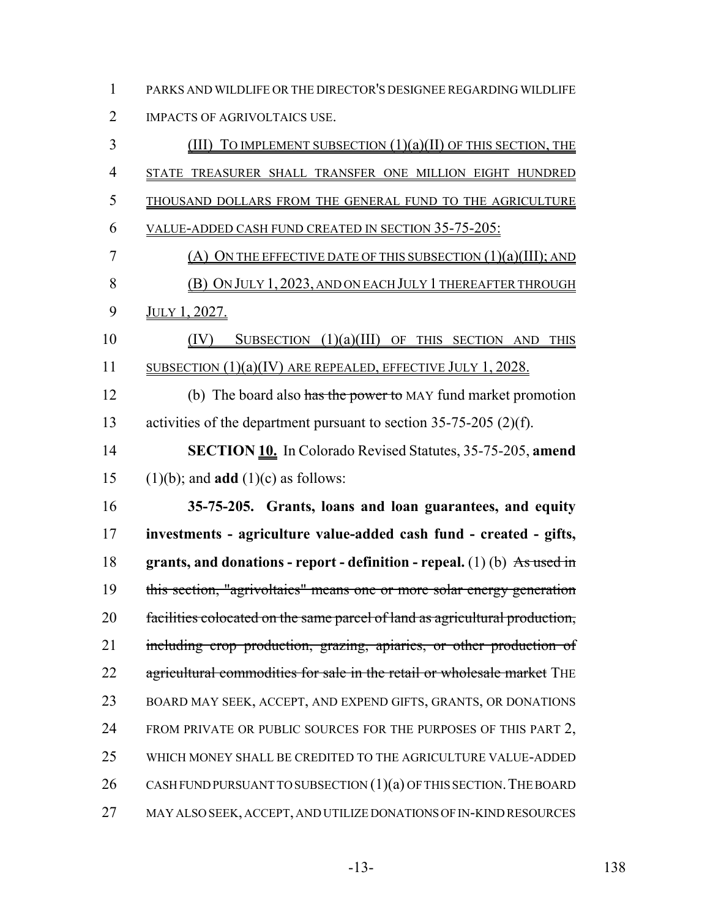PARKS AND WILDLIFE OR THE DIRECTOR'S DESIGNEE REGARDING WILDLIFE IMPACTS OF AGRIVOLTAICS USE.

(III) TO IMPLEMENT SUBSECTION (1)(a)(II) OF THIS SECTION, THE STATE TREASURER SHALL TRANSFER ONE MILLION EIGHT HUNDRED THOUSAND DOLLARS FROM THE GENERAL FUND TO THE AGRICULTURE VALUE-ADDED CASH FUND CREATED IN SECTION 35-75-205:

(A) ON THE EFFECTIVE DATE OF THIS SUBSECTION (1)(a)(III); AND

(B) ON JULY 1, 2023, AND ON EACH JULY 1 THEREAFTER THROUGH JULY 1, 2027.

(IV) SUBSECTION (1)(a)(III) OF THIS SECTION AND THIS SUBSECTION (1)(a)(IV) ARE REPEALED, EFFECTIVE JULY 1, 2028.

(b) The board also ~~has the power to~~ MAY fund market promotion activities of the department pursuant to section 35-75-205 (2)(f).

**SECTION 10.** In Colorado Revised Statutes, 35-75-205, **amend** (1)(b); and **add** (1)(c) as follows:

**35-75-205. Grants, loans and loan guarantees, and equity investments - agriculture value-added cash fund - created - gifts, grants, and donations - report - definition - repeal.** (1) (b) ~~As used in this section, "agrivoltaics" means one or more solar energy generation facilities colocated on the same parcel of land as agricultural production, including crop production, grazing, apiaries, or other production of agricultural commodities for sale in the retail or wholesale market~~ THE BOARD MAY SEEK, ACCEPT, AND EXPEND GIFTS, GRANTS, OR DONATIONS FROM PRIVATE OR PUBLIC SOURCES FOR THE PURPOSES OF THIS PART 2, WHICH MONEY SHALL BE CREDITED TO THE AGRICULTURE VALUE-ADDED CASH FUND PURSUANT TO SUBSECTION (1)(a) OF THIS SECTION. THE BOARD MAY ALSO SEEK, ACCEPT, AND UTILIZE DONATIONS OF IN-KIND RESOURCES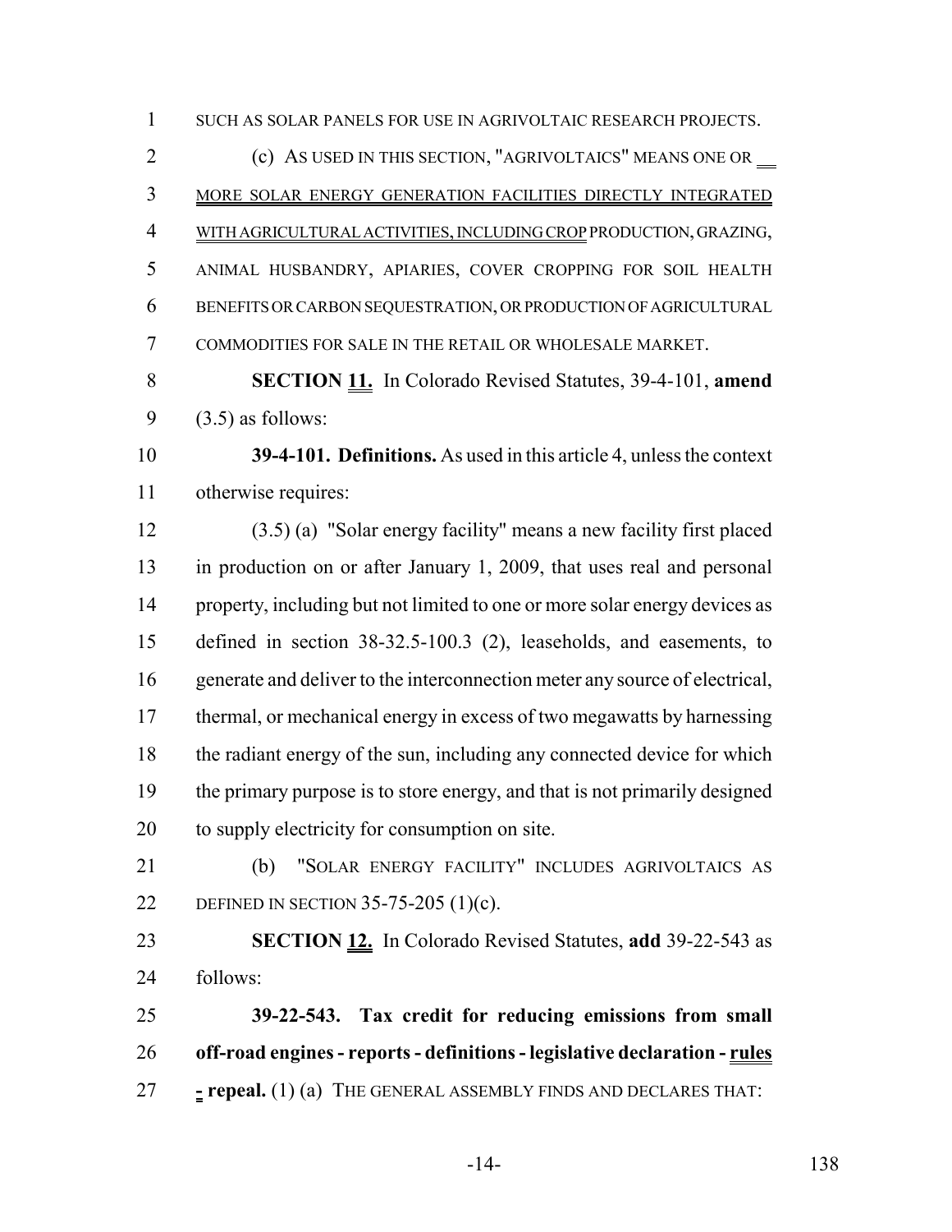SUCH AS SOLAR PANELS FOR USE IN AGRIVOLTAIC RESEARCH PROJECTS.

(c) AS USED IN THIS SECTION, "AGRIVOLTAICS" MEANS ONE OR MORE SOLAR ENERGY GENERATION FACILITIES DIRECTLY INTEGRATED WITH AGRICULTURAL ACTIVITIES, INCLUDING CROP PRODUCTION, GRAZING, ANIMAL HUSBANDRY, APIARIES, COVER CROPPING FOR SOIL HEALTH BENEFITS OR CARBON SEQUESTRATION, OR PRODUCTION OF AGRICULTURAL COMMODITIES FOR SALE IN THE RETAIL OR WHOLESALE MARKET.

**SECTION 11.** In Colorado Revised Statutes, 39-4-101, **amend** (3.5) as follows:

**39-4-101. Definitions.** As used in this article 4, unless the context otherwise requires:

(3.5) (a) "Solar energy facility" means a new facility first placed in production on or after January 1, 2009, that uses real and personal property, including but not limited to one or more solar energy devices as defined in section 38-32.5-100.3 (2), leaseholds, and easements, to generate and deliver to the interconnection meter any source of electrical, thermal, or mechanical energy in excess of two megawatts by harnessing the radiant energy of the sun, including any connected device for which the primary purpose is to store energy, and that is not primarily designed to supply electricity for consumption on site.

(b) "SOLAR ENERGY FACILITY" INCLUDES AGRIVOLTAICS AS DEFINED IN SECTION 35-75-205 (1)(c).

**SECTION 12.** In Colorado Revised Statutes, **add** 39-22-543 as follows:

**39-22-543. Tax credit for reducing emissions from small off-road engines - reports - definitions - legislative declaration - rules - repeal.** (1) (a) THE GENERAL ASSEMBLY FINDS AND DECLARES THAT: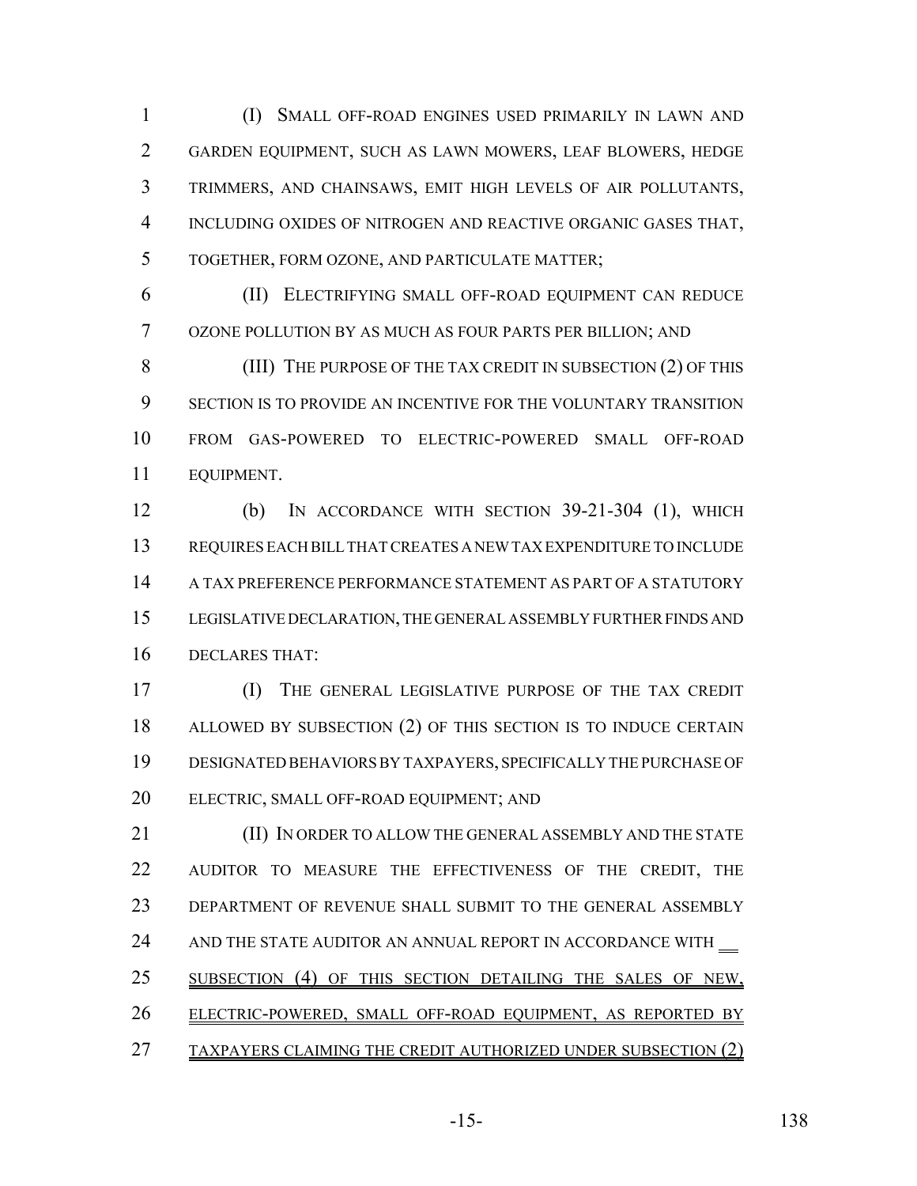(I) SMALL OFF-ROAD ENGINES USED PRIMARILY IN LAWN AND GARDEN EQUIPMENT, SUCH AS LAWN MOWERS, LEAF BLOWERS, HEDGE TRIMMERS, AND CHAINSAWS, EMIT HIGH LEVELS OF AIR POLLUTANTS, INCLUDING OXIDES OF NITROGEN AND REACTIVE ORGANIC GASES THAT, TOGETHER, FORM OZONE, AND PARTICULATE MATTER;

(II) ELECTRIFYING SMALL OFF-ROAD EQUIPMENT CAN REDUCE OZONE POLLUTION BY AS MUCH AS FOUR PARTS PER BILLION; AND

(III) THE PURPOSE OF THE TAX CREDIT IN SUBSECTION (2) OF THIS SECTION IS TO PROVIDE AN INCENTIVE FOR THE VOLUNTARY TRANSITION FROM GAS-POWERED TO ELECTRIC-POWERED SMALL OFF-ROAD EQUIPMENT.

(b) IN ACCORDANCE WITH SECTION 39-21-304 (1), WHICH REQUIRES EACH BILL THAT CREATES A NEW TAX EXPENDITURE TO INCLUDE A TAX PREFERENCE PERFORMANCE STATEMENT AS PART OF A STATUTORY LEGISLATIVE DECLARATION, THE GENERAL ASSEMBLY FURTHER FINDS AND DECLARES THAT:

(I) THE GENERAL LEGISLATIVE PURPOSE OF THE TAX CREDIT ALLOWED BY SUBSECTION (2) OF THIS SECTION IS TO INDUCE CERTAIN DESIGNATED BEHAVIORS BY TAXPAYERS, SPECIFICALLY THE PURCHASE OF ELECTRIC, SMALL OFF-ROAD EQUIPMENT; AND

(II) IN ORDER TO ALLOW THE GENERAL ASSEMBLY AND THE STATE AUDITOR TO MEASURE THE EFFECTIVENESS OF THE CREDIT, THE DEPARTMENT OF REVENUE SHALL SUBMIT TO THE GENERAL ASSEMBLY AND THE STATE AUDITOR AN ANNUAL REPORT IN ACCORDANCE WITH SUBSECTION (4) OF THIS SECTION DETAILING THE SALES OF NEW, ELECTRIC-POWERED, SMALL OFF-ROAD EQUIPMENT, AS REPORTED BY TAXPAYERS CLAIMING THE CREDIT AUTHORIZED UNDER SUBSECTION (2)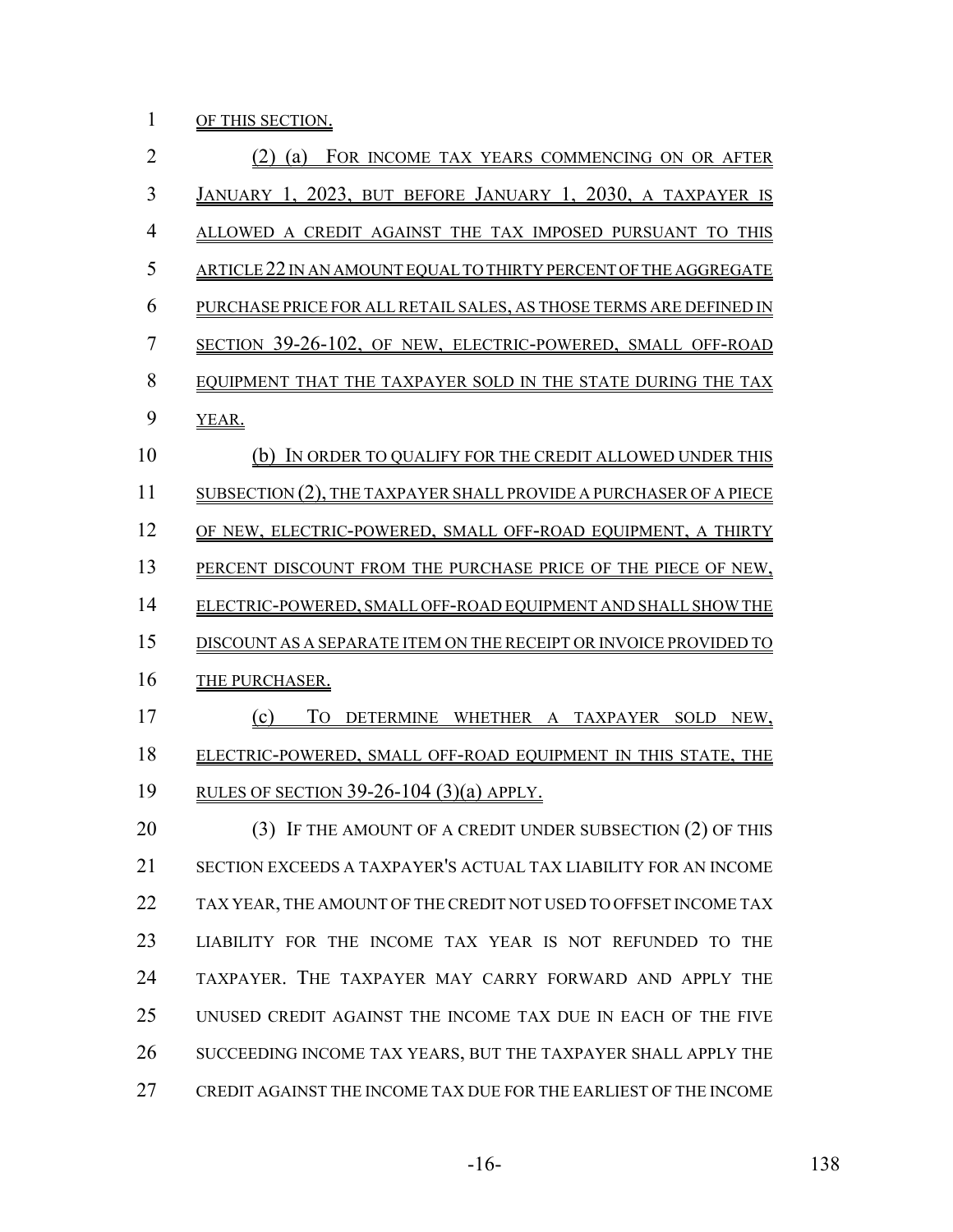OF THIS SECTION.

(2) (a) FOR INCOME TAX YEARS COMMENCING ON OR AFTER JANUARY 1, 2023, BUT BEFORE JANUARY 1, 2030, A TAXPAYER IS ALLOWED A CREDIT AGAINST THE TAX IMPOSED PURSUANT TO THIS ARTICLE 22 IN AN AMOUNT EQUAL TO THIRTY PERCENT OF THE AGGREGATE PURCHASE PRICE FOR ALL RETAIL SALES, AS THOSE TERMS ARE DEFINED IN SECTION 39-26-102, OF NEW, ELECTRIC-POWERED, SMALL OFF-ROAD EQUIPMENT THAT THE TAXPAYER SOLD IN THE STATE DURING THE TAX YEAR.

(b) IN ORDER TO QUALIFY FOR THE CREDIT ALLOWED UNDER THIS SUBSECTION (2), THE TAXPAYER SHALL PROVIDE A PURCHASER OF A PIECE OF NEW, ELECTRIC-POWERED, SMALL OFF-ROAD EQUIPMENT, A THIRTY PERCENT DISCOUNT FROM THE PURCHASE PRICE OF THE PIECE OF NEW, ELECTRIC-POWERED, SMALL OFF-ROAD EQUIPMENT AND SHALL SHOW THE DISCOUNT AS A SEPARATE ITEM ON THE RECEIPT OR INVOICE PROVIDED TO THE PURCHASER.

(c) TO DETERMINE WHETHER A TAXPAYER SOLD NEW, ELECTRIC-POWERED, SMALL OFF-ROAD EQUIPMENT IN THIS STATE, THE RULES OF SECTION 39-26-104 (3)(a) APPLY.

(3) IF THE AMOUNT OF A CREDIT UNDER SUBSECTION (2) OF THIS SECTION EXCEEDS A TAXPAYER'S ACTUAL TAX LIABILITY FOR AN INCOME TAX YEAR, THE AMOUNT OF THE CREDIT NOT USED TO OFFSET INCOME TAX LIABILITY FOR THE INCOME TAX YEAR IS NOT REFUNDED TO THE TAXPAYER. THE TAXPAYER MAY CARRY FORWARD AND APPLY THE UNUSED CREDIT AGAINST THE INCOME TAX DUE IN EACH OF THE FIVE SUCCEEDING INCOME TAX YEARS, BUT THE TAXPAYER SHALL APPLY THE CREDIT AGAINST THE INCOME TAX DUE FOR THE EARLIEST OF THE INCOME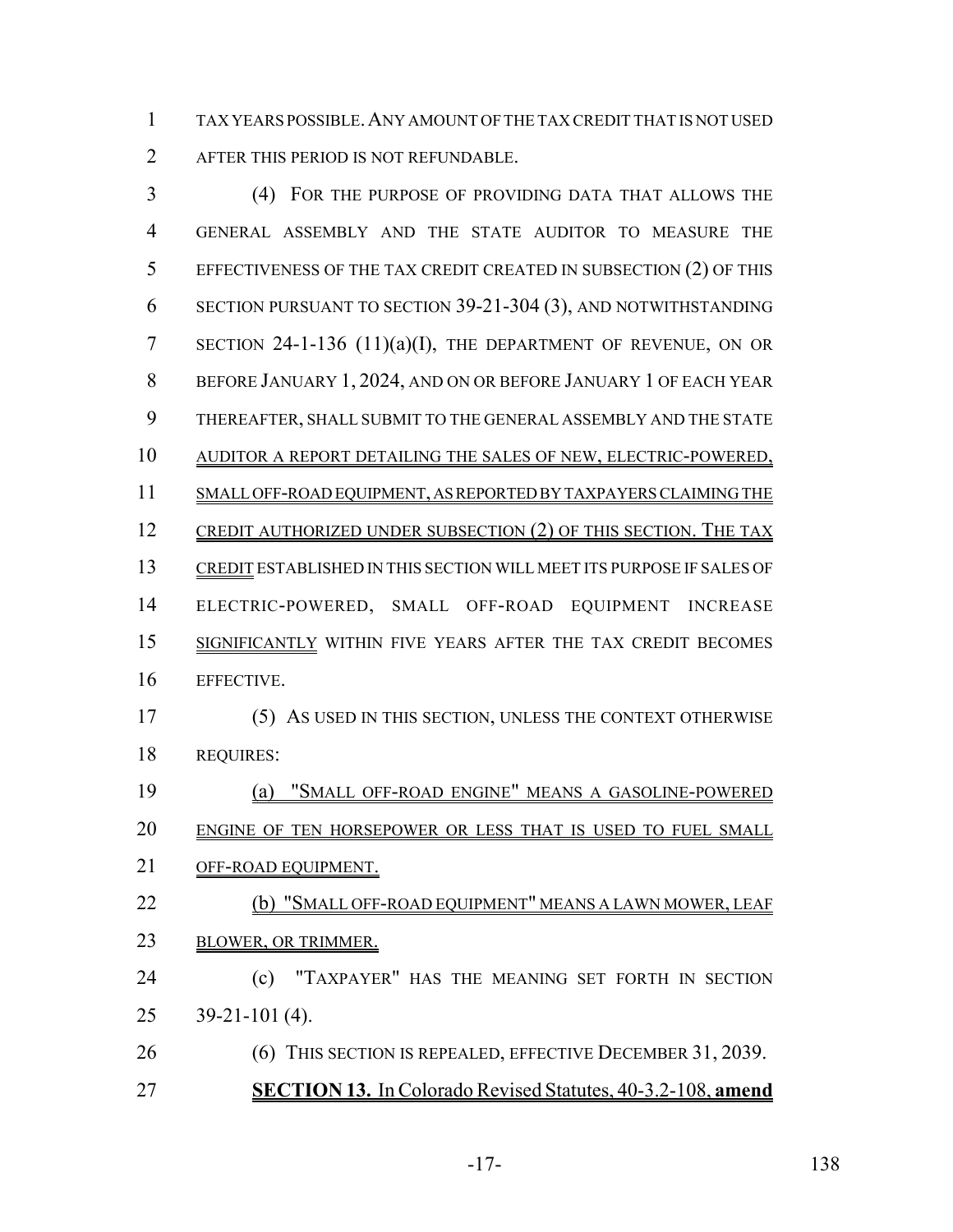TAX YEARS POSSIBLE. ANY AMOUNT OF THE TAX CREDIT THAT IS NOT USED AFTER THIS PERIOD IS NOT REFUNDABLE.

(4) FOR THE PURPOSE OF PROVIDING DATA THAT ALLOWS THE GENERAL ASSEMBLY AND THE STATE AUDITOR TO MEASURE THE EFFECTIVENESS OF THE TAX CREDIT CREATED IN SUBSECTION (2) OF THIS SECTION PURSUANT TO SECTION 39-21-304 (3), AND NOTWITHSTANDING SECTION 24-1-136 (11)(a)(I), THE DEPARTMENT OF REVENUE, ON OR BEFORE JANUARY 1, 2024, AND ON OR BEFORE JANUARY 1 OF EACH YEAR THEREAFTER, SHALL SUBMIT TO THE GENERAL ASSEMBLY AND THE STATE AUDITOR A REPORT DETAILING THE SALES OF NEW, ELECTRIC-POWERED, SMALL OFF-ROAD EQUIPMENT, AS REPORTED BY TAXPAYERS CLAIMING THE CREDIT AUTHORIZED UNDER SUBSECTION (2) OF THIS SECTION. THE TAX CREDIT ESTABLISHED IN THIS SECTION WILL MEET ITS PURPOSE IF SALES OF ELECTRIC-POWERED, SMALL OFF-ROAD EQUIPMENT INCREASE SIGNIFICANTLY WITHIN FIVE YEARS AFTER THE TAX CREDIT BECOMES EFFECTIVE.

(5) AS USED IN THIS SECTION, UNLESS THE CONTEXT OTHERWISE REQUIRES:

(a) "SMALL OFF-ROAD ENGINE" MEANS A GASOLINE-POWERED ENGINE OF TEN HORSEPOWER OR LESS THAT IS USED TO FUEL SMALL OFF-ROAD EQUIPMENT.

(b) "SMALL OFF-ROAD EQUIPMENT" MEANS A LAWN MOWER, LEAF BLOWER, OR TRIMMER.

(c) "TAXPAYER" HAS THE MEANING SET FORTH IN SECTION 39-21-101 (4).

(6) THIS SECTION IS REPEALED, EFFECTIVE DECEMBER 31, 2039.

**SECTION 13.** In Colorado Revised Statutes, 40-3.2-108, **amend**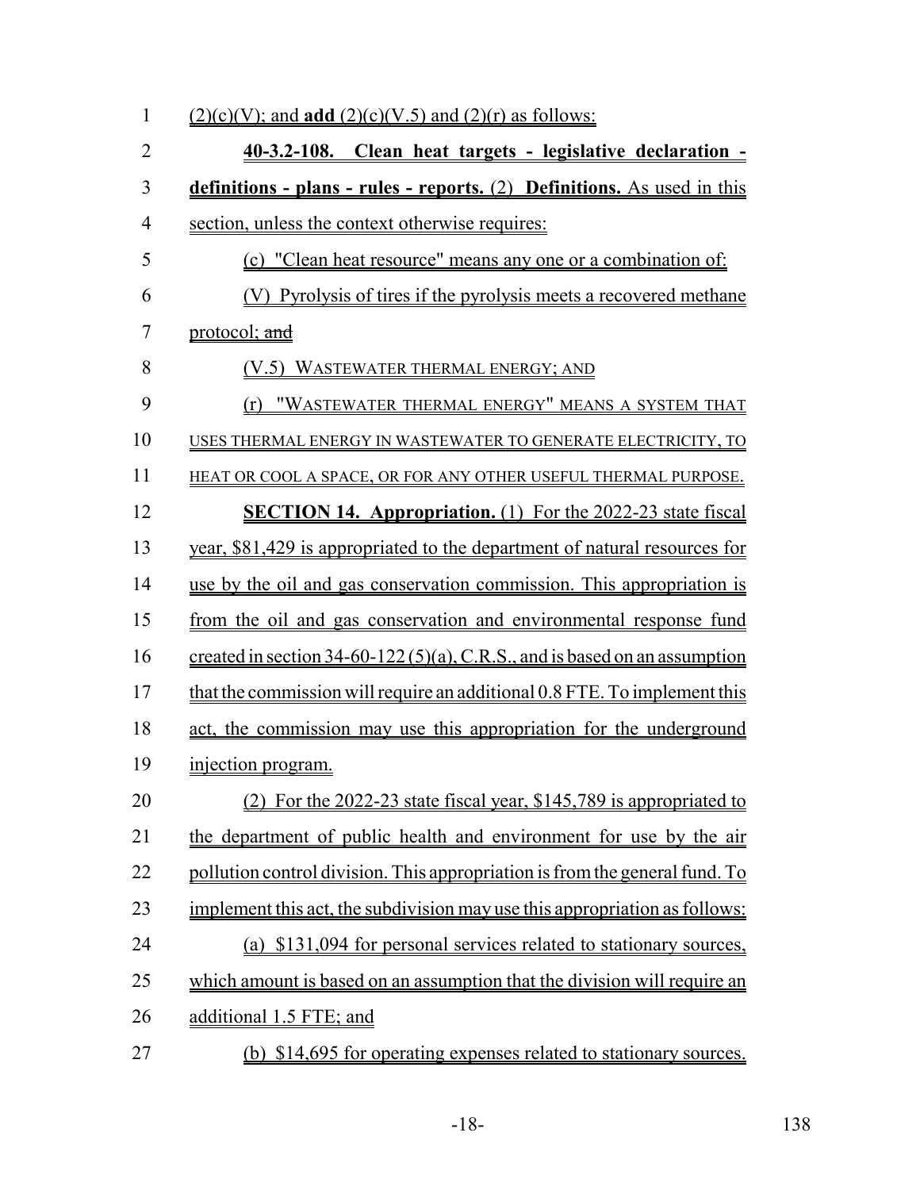(2)(c)(V); and **add** (2)(c)(V.5) and (2)(r) as follows:

**40-3.2-108. Clean heat targets - legislative declaration - definitions - plans - rules - reports.** (2) **Definitions.** As used in this section, unless the context otherwise requires:

(c) "Clean heat resource" means any one or a combination of:

(V) Pyrolysis of tires if the pyrolysis meets a recovered methane protocol; ~~and~~

(V.5) WASTEWATER THERMAL ENERGY; AND

(r) "WASTEWATER THERMAL ENERGY" MEANS A SYSTEM THAT USES THERMAL ENERGY IN WASTEWATER TO GENERATE ELECTRICITY, TO HEAT OR COOL A SPACE, OR FOR ANY OTHER USEFUL THERMAL PURPOSE.

**SECTION 14. Appropriation.** (1) For the 2022-23 state fiscal year, $81,429 is appropriated to the department of natural resources for use by the oil and gas conservation commission. This appropriation is from the oil and gas conservation and environmental response fund created in section 34-60-122 (5)(a), C.R.S., and is based on an assumption that the commission will require an additional 0.8 FTE. To implement this act, the commission may use this appropriation for the underground injection program.

(2) For the 2022-23 state fiscal year, $145,789 is appropriated to the department of public health and environment for use by the air pollution control division. This appropriation is from the general fund. To implement this act, the subdivision may use this appropriation as follows:

(a) $131,094 for personal services related to stationary sources, which amount is based on an assumption that the division will require an additional 1.5 FTE; and

(b) $14,695 for operating expenses related to stationary sources.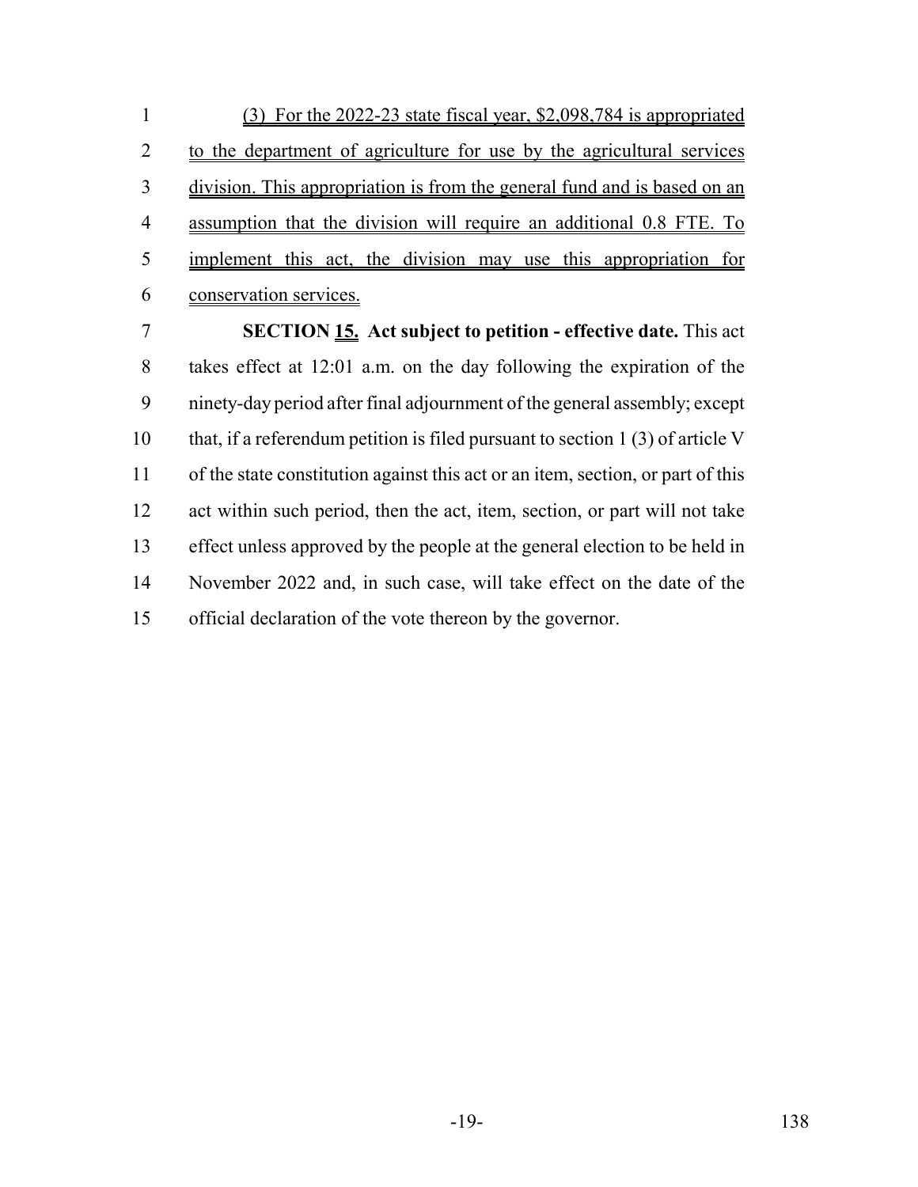(3) For the 2022-23 state fiscal year, $2,098,784 is appropriated to the department of agriculture for use by the agricultural services division. This appropriation is from the general fund and is based on an assumption that the division will require an additional 0.8 FTE. To implement this act, the division may use this appropriation for conservation services.

**SECTION 15. Act subject to petition - effective date.** This act takes effect at 12:01 a.m. on the day following the expiration of the ninety-day period after final adjournment of the general assembly; except that, if a referendum petition is filed pursuant to section 1 (3) of article V of the state constitution against this act or an item, section, or part of this act within such period, then the act, item, section, or part will not take effect unless approved by the people at the general election to be held in November 2022 and, in such case, will take effect on the date of the official declaration of the vote thereon by the governor.